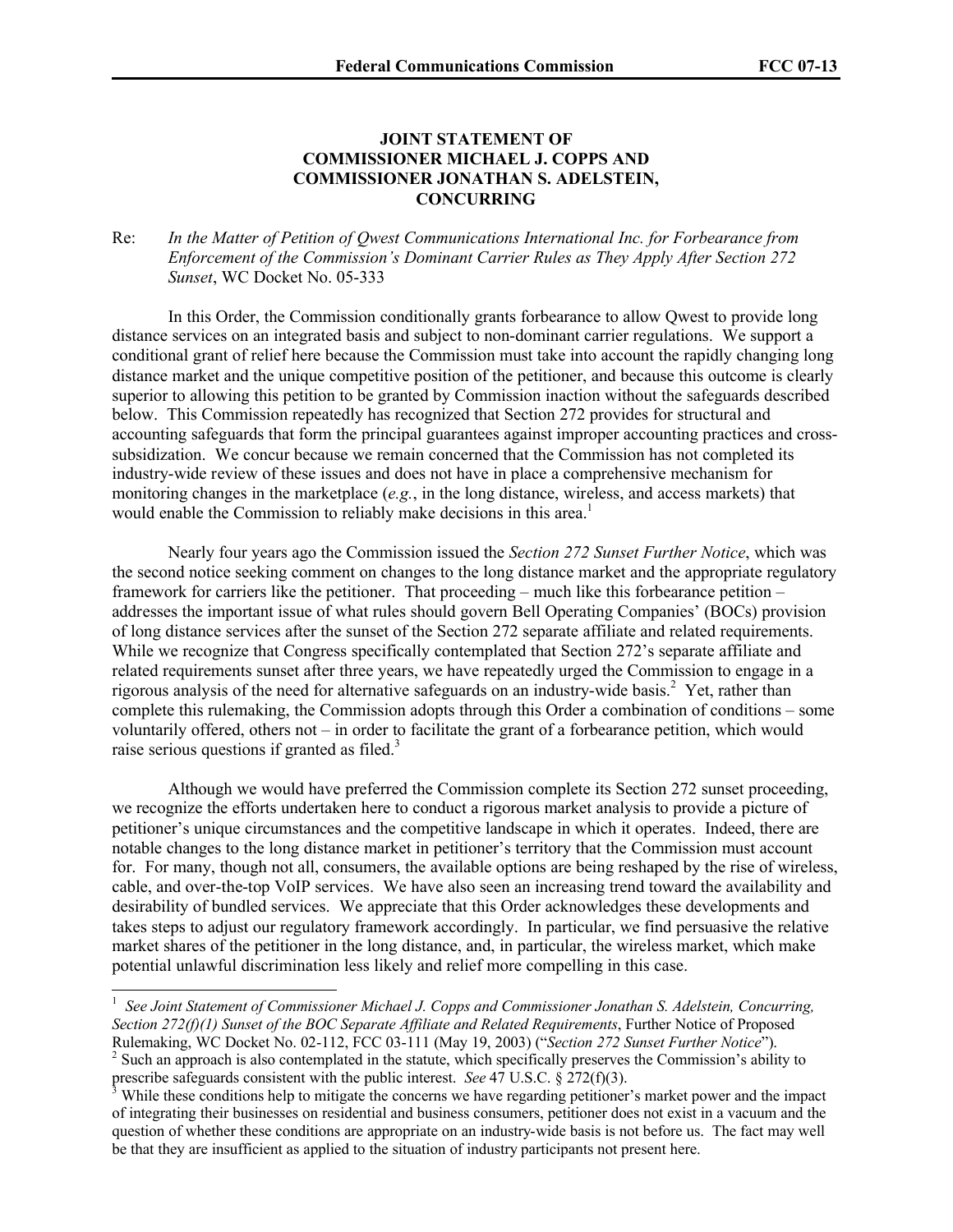**JOINT STATEMENT OF**
**COMMISSIONER MICHAEL J. COPPS AND**
**COMMISSIONER JONATHAN S. ADELSTEIN,**
**CONCURRING**

Re: *In the Matter of Petition of Qwest Communications International Inc. for Forbearance from Enforcement of the Commission's Dominant Carrier Rules as They Apply After Section 272 Sunset*, WC Docket No. 05-333

In this Order, the Commission conditionally grants forbearance to allow Qwest to provide long distance services on an integrated basis and subject to non-dominant carrier regulations. We support a conditional grant of relief here because the Commission must take into account the rapidly changing long distance market and the unique competitive position of the petitioner, and because this outcome is clearly superior to allowing this petition to be granted by Commission inaction without the safeguards described below. This Commission repeatedly has recognized that Section 272 provides for structural and accounting safeguards that form the principal guarantees against improper accounting practices and cross-subsidization. We concur because we remain concerned that the Commission has not completed its industry-wide review of these issues and does not have in place a comprehensive mechanism for monitoring changes in the marketplace (*e.g.*, in the long distance, wireless, and access markets) that would enable the Commission to reliably make decisions in this area.[1]

Nearly four years ago the Commission issued the *Section 272 Sunset Further Notice*, which was the second notice seeking comment on changes to the long distance market and the appropriate regulatory framework for carriers like the petitioner. That proceeding – much like this forbearance petition – addresses the important issue of what rules should govern Bell Operating Companies' (BOCs) provision of long distance services after the sunset of the Section 272 separate affiliate and related requirements. While we recognize that Congress specifically contemplated that Section 272's separate affiliate and related requirements sunset after three years, we have repeatedly urged the Commission to engage in a rigorous analysis of the need for alternative safeguards on an industry-wide basis.[2] Yet, rather than complete this rulemaking, the Commission adopts through this Order a combination of conditions – some voluntarily offered, others not – in order to facilitate the grant of a forbearance petition, which would raise serious questions if granted as filed.[3]

Although we would have preferred the Commission complete its Section 272 sunset proceeding, we recognize the efforts undertaken here to conduct a rigorous market analysis to provide a picture of petitioner's unique circumstances and the competitive landscape in which it operates. Indeed, there are notable changes to the long distance market in petitioner's territory that the Commission must account for. For many, though not all, consumers, the available options are being reshaped by the rise of wireless, cable, and over-the-top VoIP services. We have also seen an increasing trend toward the availability and desirability of bundled services. We appreciate that this Order acknowledges these developments and takes steps to adjust our regulatory framework accordingly. In particular, we find persuasive the relative market shares of the petitioner in the long distance, and, in particular, the wireless market, which make potential unlawful discrimination less likely and relief more compelling in this case.

---

[1] *See Joint Statement of Commissioner Michael J. Copps and Commissioner Jonathan S. Adelstein, Concurring, Section 272(f)(1) Sunset of the BOC Separate Affiliate and Related Requirements*, Further Notice of Proposed Rulemaking, WC Docket No. 02-112, FCC 03-111 (May 19, 2003) ("*Section 272 Sunset Further Notice*").

[2] Such an approach is also contemplated in the statute, which specifically preserves the Commission's ability to prescribe safeguards consistent with the public interest. *See* 47 U.S.C. § 272(f)(3).

[3] While these conditions help to mitigate the concerns we have regarding petitioner's market power and the impact of integrating their businesses on residential and business consumers, petitioner does not exist in a vacuum and the question of whether these conditions are appropriate on an industry-wide basis is not before us. The fact may well be that they are insufficient as applied to the situation of industry participants not present here.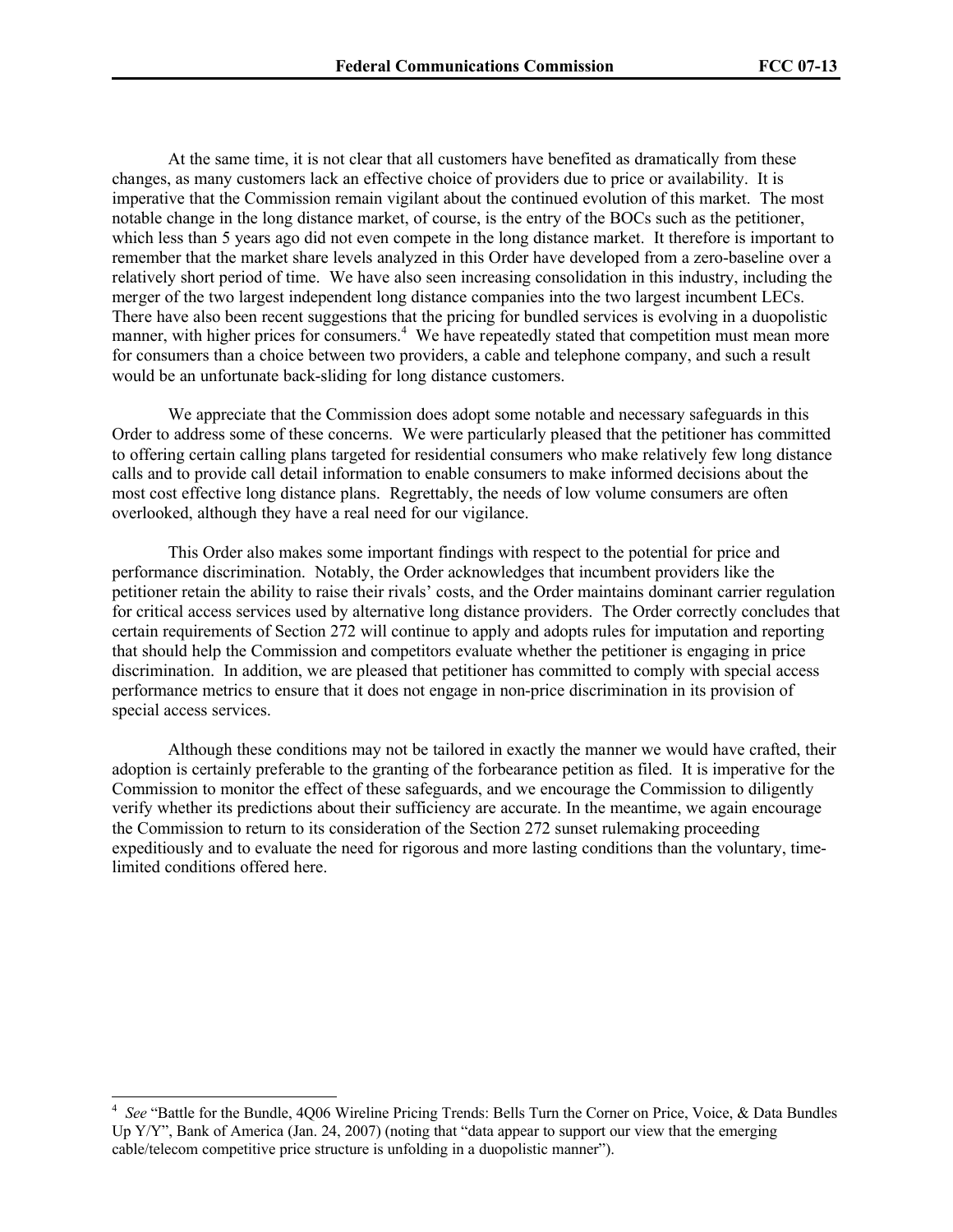At the same time, it is not clear that all customers have benefited as dramatically from these changes, as many customers lack an effective choice of providers due to price or availability. It is imperative that the Commission remain vigilant about the continued evolution of this market. The most notable change in the long distance market, of course, is the entry of the BOCs such as the petitioner, which less than 5 years ago did not even compete in the long distance market. It therefore is important to remember that the market share levels analyzed in this Order have developed from a zero-baseline over a relatively short period of time. We have also seen increasing consolidation in this industry, including the merger of the two largest independent long distance companies into the two largest incumbent LECs. There have also been recent suggestions that the pricing for bundled services is evolving in a duopolistic manner, with higher prices for consumers.[4] We have repeatedly stated that competition must mean more for consumers than a choice between two providers, a cable and telephone company, and such a result would be an unfortunate back-sliding for long distance customers.

We appreciate that the Commission does adopt some notable and necessary safeguards in this Order to address some of these concerns. We were particularly pleased that the petitioner has committed to offering certain calling plans targeted for residential consumers who make relatively few long distance calls and to provide call detail information to enable consumers to make informed decisions about the most cost effective long distance plans. Regrettably, the needs of low volume consumers are often overlooked, although they have a real need for our vigilance.

This Order also makes some important findings with respect to the potential for price and performance discrimination. Notably, the Order acknowledges that incumbent providers like the petitioner retain the ability to raise their rivals' costs, and the Order maintains dominant carrier regulation for critical access services used by alternative long distance providers. The Order correctly concludes that certain requirements of Section 272 will continue to apply and adopts rules for imputation and reporting that should help the Commission and competitors evaluate whether the petitioner is engaging in price discrimination. In addition, we are pleased that petitioner has committed to comply with special access performance metrics to ensure that it does not engage in non-price discrimination in its provision of special access services.

Although these conditions may not be tailored in exactly the manner we would have crafted, their adoption is certainly preferable to the granting of the forbearance petition as filed. It is imperative for the Commission to monitor the effect of these safeguards, and we encourage the Commission to diligently verify whether its predictions about their sufficiency are accurate. In the meantime, we again encourage the Commission to return to its consideration of the Section 272 sunset rulemaking proceeding expeditiously and to evaluate the need for rigorous and more lasting conditions than the voluntary, time-limited conditions offered here.

---

[4] *See* "Battle for the Bundle, 4Q06 Wireline Pricing Trends: Bells Turn the Corner on Price, Voice, & Data Bundles Up Y/Y", Bank of America (Jan. 24, 2007) (noting that "data appear to support our view that the emerging cable/telecom competitive price structure is unfolding in a duopolistic manner").